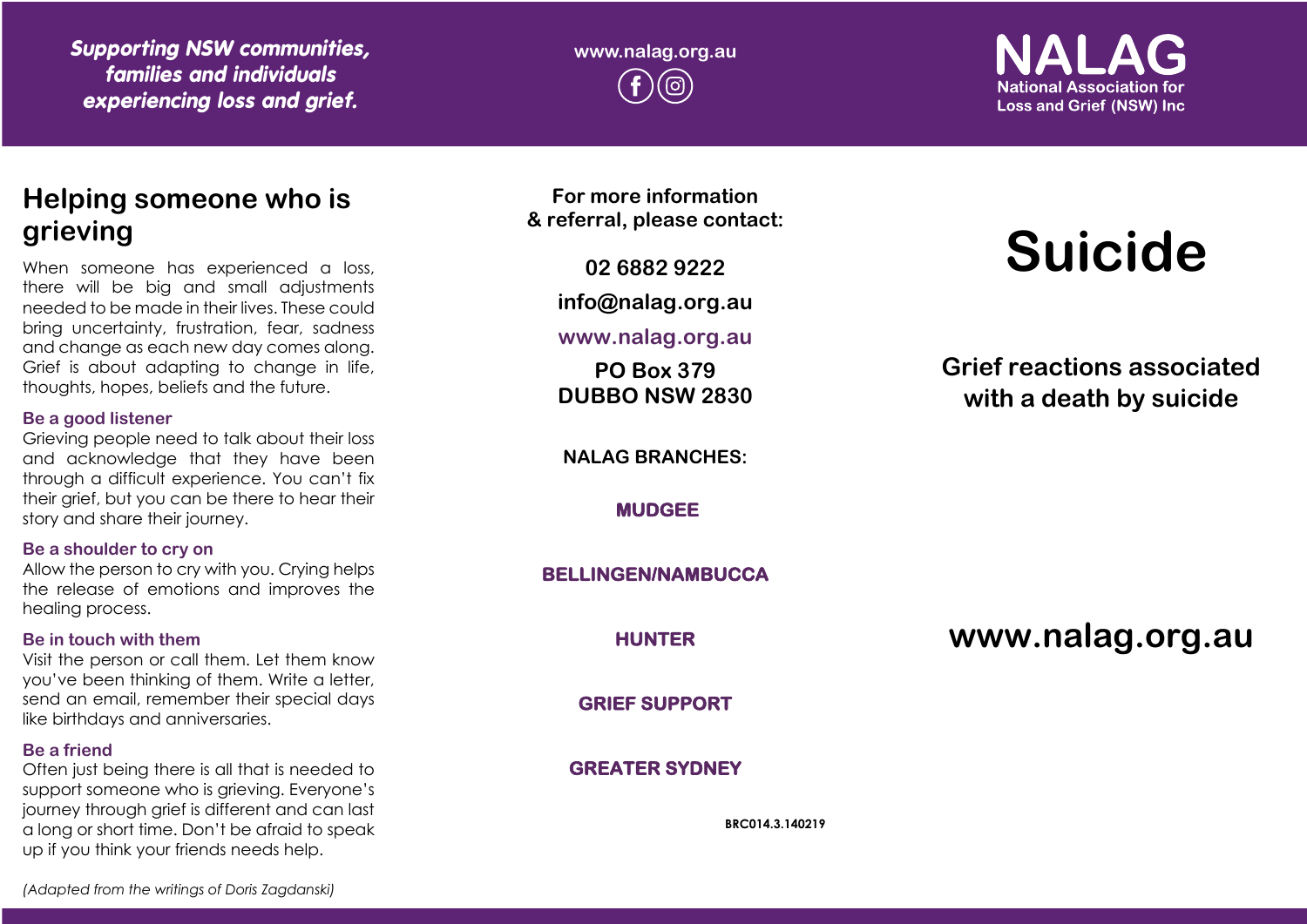*Supporting NSW communities, families and individuals experiencing loss and grief.*

www.nalag.org.au

**NALAG**
National Association for Loss and Grief (NSW) Inc

## Helping someone who is grieving

When someone has experienced a loss, there will be big and small adjustments needed to be made in their lives. These could bring uncertainty, frustration, fear, sadness and change as each new day comes along. Grief is about adapting to change in life, thoughts, hopes, beliefs and the future.

**Be a good listener**
Grieving people need to talk about their loss and acknowledge that they have been through a difficult experience. You can't fix their grief, but you can be there to hear their story and share their journey.

**Be a shoulder to cry on**
Allow the person to cry with you. Crying helps the release of emotions and improves the healing process.

**Be in touch with them**
Visit the person or call them. Let them know you've been thinking of them. Write a letter, send an email, remember their special days like birthdays and anniversaries.

**Be a friend**
Often just being there is all that is needed to support someone who is grieving. Everyone's journey through grief is different and can last a long or short time. Don't be afraid to speak up if you think your friends needs help.

*(Adapted from the writings of Doris Zagdanski)*

**For more information & referral, please contact:**

**02 6882 9222**

**info@nalag.org.au**

**www.nalag.org.au**

**PO Box 379**
**DUBBO NSW 2830**

**NALAG BRANCHES:**

**MUDGEE**

**BELLINGEN/NAMBUCCA**

**HUNTER**

**GRIEF SUPPORT**

**GREATER SYDNEY**

BRC014.3.140219

# Suicide

## Grief reactions associated with a death by suicide

**www.nalag.org.au**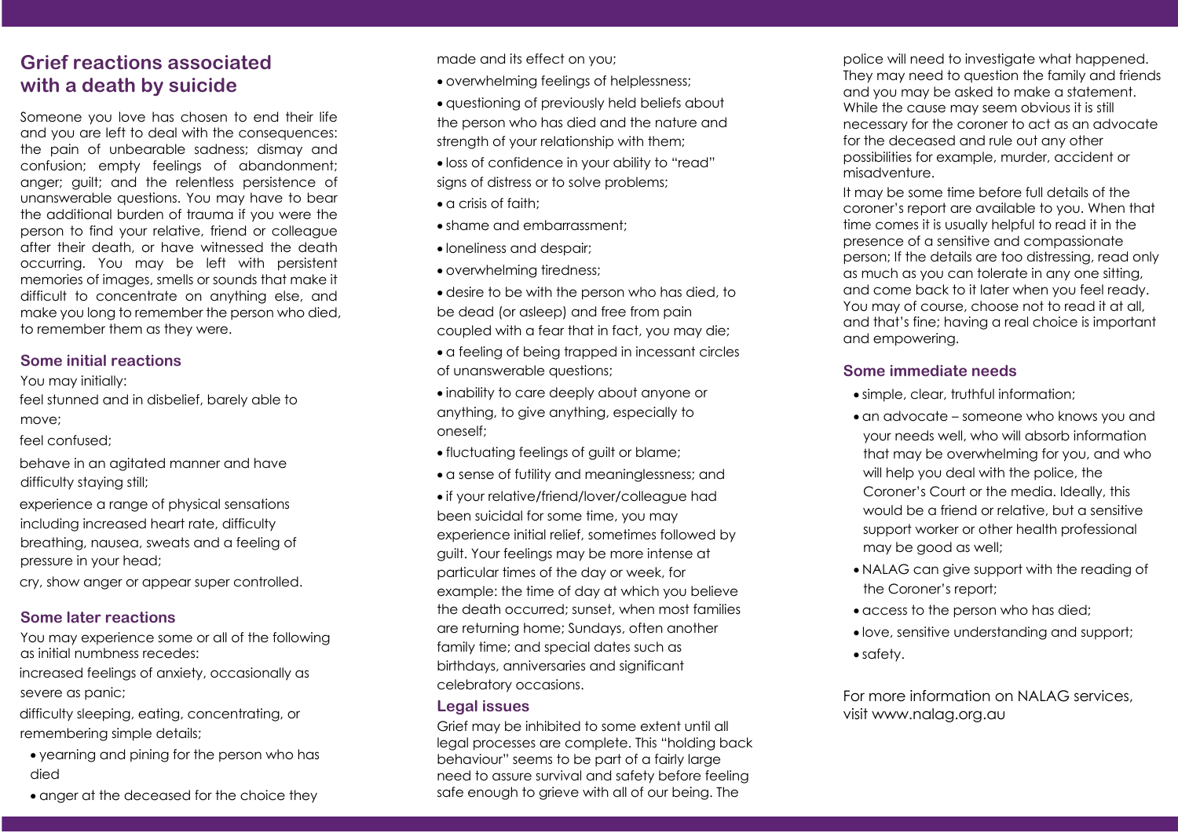## Grief reactions associated with a death by suicide

Someone you love has chosen to end their life and you are left to deal with the consequences: the pain of unbearable sadness; dismay and confusion; empty feelings of abandonment; anger; guilt; and the relentless persistence of unanswerable questions. You may have to bear the additional burden of trauma if you were the person to find your relative, friend or colleague after their death, or have witnessed the death occurring. You may be left with persistent memories of images, smells or sounds that make it difficult to concentrate on anything else, and make you long to remember the person who died, to remember them as they were.

### Some initial reactions

You may initially:

feel stunned and in disbelief, barely able to move;

feel confused;

behave in an agitated manner and have difficulty staying still;

experience a range of physical sensations including increased heart rate, difficulty breathing, nausea, sweats and a feeling of pressure in your head;

cry, show anger or appear super controlled.

### Some later reactions

You may experience some or all of the following as initial numbness recedes:

increased feelings of anxiety, occasionally as severe as panic;

difficulty sleeping, eating, concentrating, or remembering simple details;

- yearning and pining for the person who has died
- anger at the deceased for the choice they made and its effect on you;
- overwhelming feelings of helplessness;
- questioning of previously held beliefs about the person who has died and the nature and strength of your relationship with them;
- loss of confidence in your ability to "read" signs of distress or to solve problems;
- a crisis of faith;
- shame and embarrassment;
- loneliness and despair;
- overwhelming tiredness;
- desire to be with the person who has died, to be dead (or asleep) and free from pain coupled with a fear that in fact, you may die;
- a feeling of being trapped in incessant circles of unanswerable questions;
- inability to care deeply about anyone or anything, to give anything, especially to oneself;
- fluctuating feelings of guilt or blame;
- a sense of futility and meaninglessness; and
- if your relative/friend/lover/colleague had been suicidal for some time, you may experience initial relief, sometimes followed by guilt. Your feelings may be more intense at particular times of the day or week, for example: the time of day at which you believe the death occurred; sunset, when most families are returning home; Sundays, often another family time; and special dates such as birthdays, anniversaries and significant celebratory occasions.

### Legal issues

Grief may be inhibited to some extent until all legal processes are complete. This "holding back behaviour" seems to be part of a fairly large need to assure survival and safety before feeling safe enough to grieve with all of our being. The police will need to investigate what happened. They may need to question the family and friends and you may be asked to make a statement. While the cause may seem obvious it is still necessary for the coroner to act as an advocate for the deceased and rule out any other possibilities for example, murder, accident or misadventure.

It may be some time before full details of the coroner's report are available to you. When that time comes it is usually helpful to read it in the presence of a sensitive and compassionate person; If the details are too distressing, read only as much as you can tolerate in any one sitting, and come back to it later when you feel ready. You may of course, choose not to read it at all, and that's fine; having a real choice is important and empowering.

### Some immediate needs

- simple, clear, truthful information;
- an advocate – someone who knows you and your needs well, who will absorb information that may be overwhelming for you, and who will help you deal with the police, the Coroner's Court or the media. Ideally, this would be a friend or relative, but a sensitive support worker or other health professional may be good as well;
- NALAG can give support with the reading of the Coroner's report;
- access to the person who has died;
- love, sensitive understanding and support;
- safety.

For more information on NALAG services, visit www.nalag.org.au